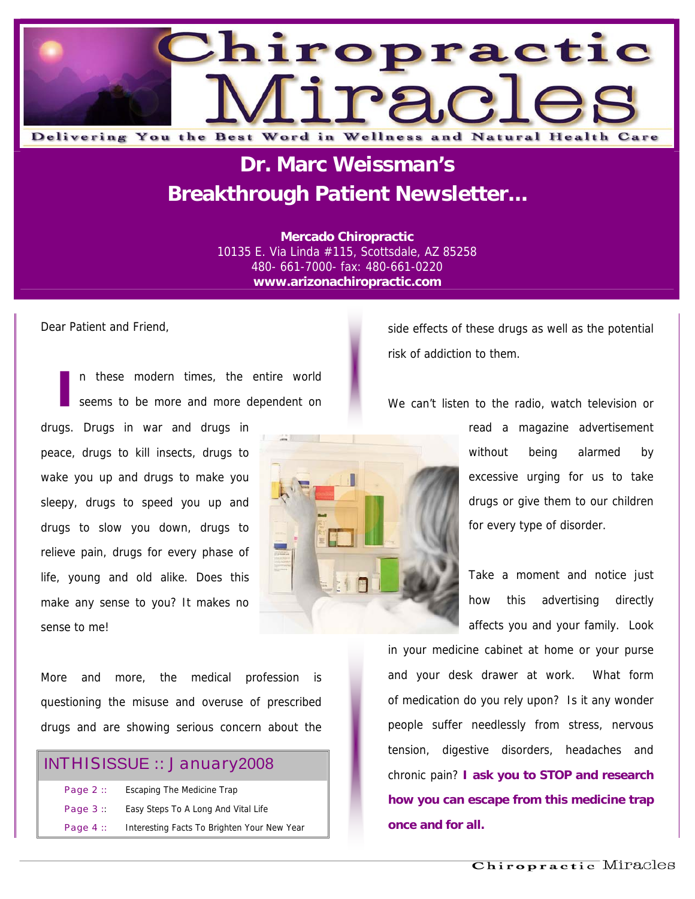# Chiropractic Miracles

Delivering You the Best Word in Wellness and Natural Health Care

## Dr. Marc Weissman's Breakthrough Patient Newsletter...

**Mercado Chiropractic**
10135 E. Via Linda #115, Scottsdale, AZ 85258
480- 661-7000- fax: 480-661-0220
**www.arizonachiropractic.com**

Dear Patient and Friend,

In these modern times, the entire world seems to be more and more dependent on drugs. Drugs in war and drugs in peace, drugs to kill insects, drugs to wake you up and drugs to make you sleepy, drugs to speed you up and drugs to slow you down, drugs to relieve pain, drugs for every phase of life, young and old alike. Does this make any sense to you? It makes no sense to me!

More and more, the medical profession is questioning the misuse and overuse of prescribed drugs and are showing serious concern about the side effects of these drugs as well as the potential risk of addiction to them.

We can't listen to the radio, watch television or read a magazine advertisement without being alarmed by excessive urging for us to take drugs or give them to our children for every type of disorder.

Take a moment and notice just how this advertising directly affects you and your family. Look in your medicine cabinet at home or your purse and your desk drawer at work. What form of medication do you rely upon? Is it any wonder people suffer needlessly from stress, nervous tension, digestive disorders, headaches and chronic pain? **I ask you to STOP and research how you can escape from this medicine trap once and for all.**

### IN THIS ISSUE :: January 2008

| | |
|---|---|
| Page 2 :: | Escaping The Medicine Trap |
| Page 3 :: | Easy Steps To A Long And Vital Life |
| Page 4 :: | Interesting Facts To Brighten Your New Year |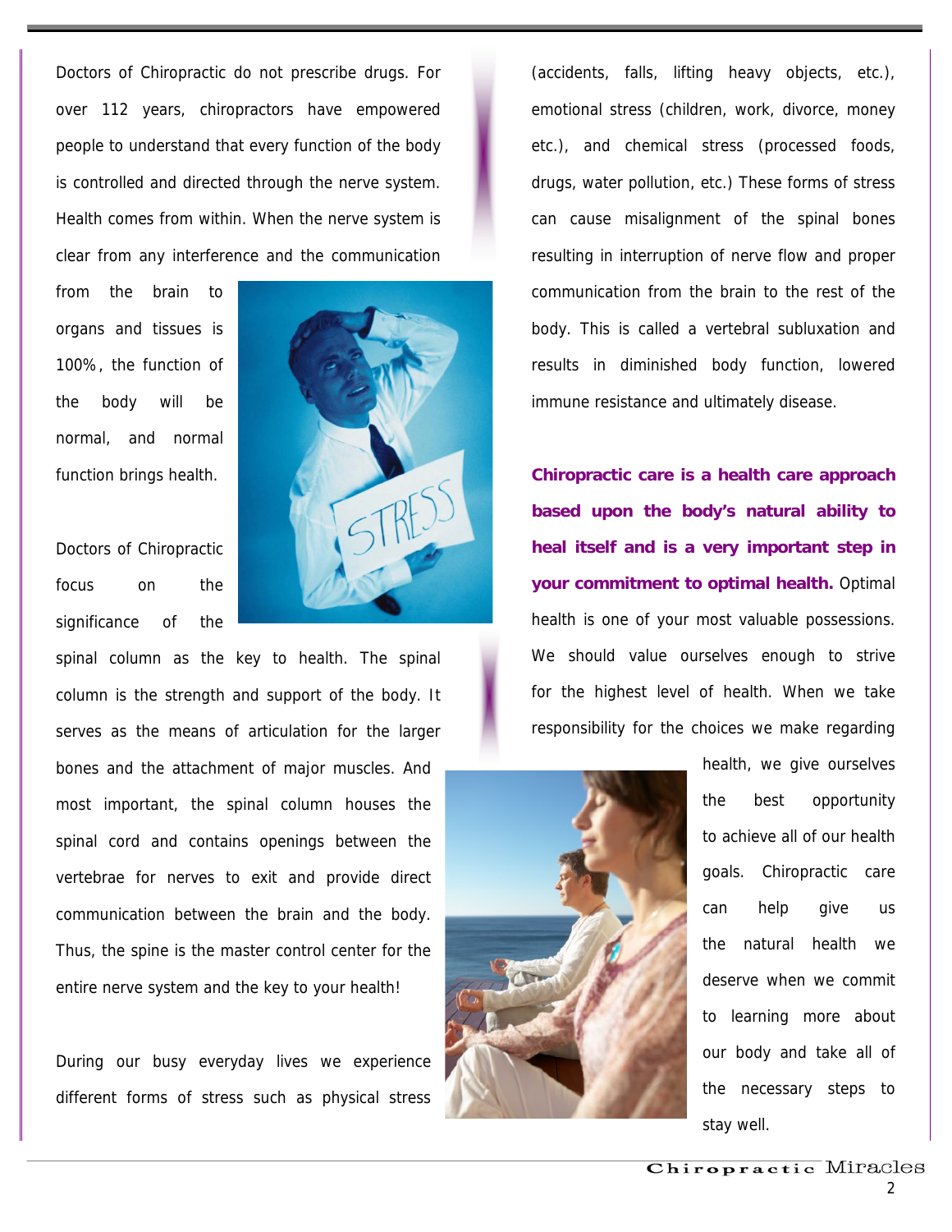Doctors of Chiropractic do not prescribe drugs. For over 112 years, chiropractors have empowered people to understand that every function of the body is controlled and directed through the nerve system. Health comes from within. When the nerve system is clear from any interference and the communication from the brain to organs and tissues is 100%, the function of the body will be normal, and normal function brings health.

Doctors of Chiropractic focus on the significance of the spinal column as the key to health. The spinal column is the strength and support of the body. It serves as the means of articulation for the larger bones and the attachment of major muscles. And most important, the spinal column houses the spinal cord and contains openings between the vertebrae for nerves to exit and provide direct communication between the brain and the body. Thus, the spine is the master control center for the entire nerve system and the key to your health!

During our busy everyday lives we experience different forms of stress such as physical stress (accidents, falls, lifting heavy objects, etc.), emotional stress (children, work, divorce, money etc.), and chemical stress (processed foods, drugs, water pollution, etc.) These forms of stress can cause misalignment of the spinal bones resulting in interruption of nerve flow and proper communication from the brain to the rest of the body. This is called a vertebral subluxation and results in diminished body function, lowered immune resistance and ultimately disease.

**Chiropractic care is a health care approach based upon the body's natural ability to heal itself and is a very important step in your commitment to optimal health.** Optimal health is one of your most valuable possessions. We should value ourselves enough to strive for the highest level of health. When we take responsibility for the choices we make regarding health, we give ourselves the best opportunity to achieve all of our health goals. Chiropractic care can help give us the natural health we deserve when we commit to learning more about our body and take all of the necessary steps to stay well.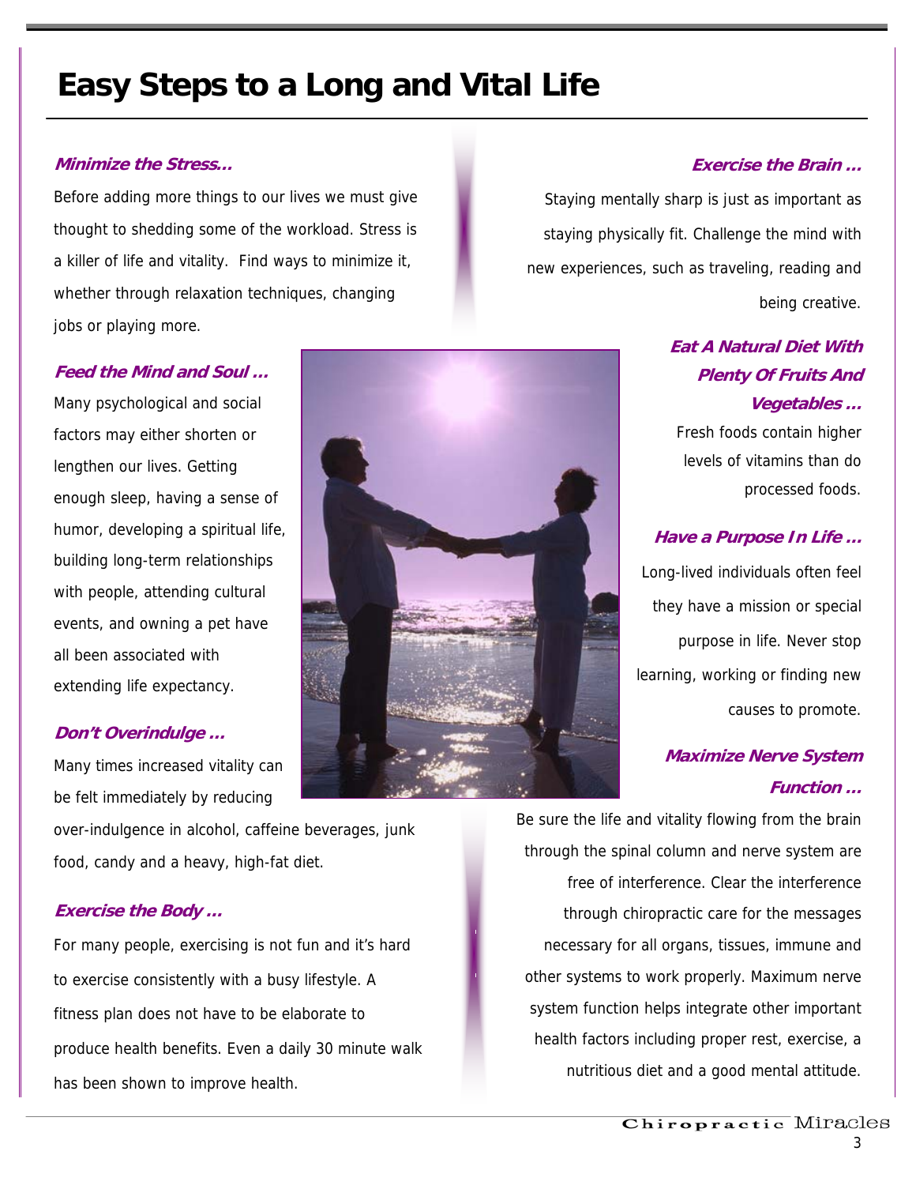# Easy Steps to a Long and Vital Life

### *Minimize the Stress…*

Before adding more things to our lives we must give thought to shedding some of the workload. Stress is a killer of life and vitality. Find ways to minimize it, whether through relaxation techniques, changing jobs or playing more.

### *Feed the Mind and Soul …*

Many psychological and social factors may either shorten or lengthen our lives. Getting enough sleep, having a sense of humor, developing a spiritual life, building long-term relationships with people, attending cultural events, and owning a pet have all been associated with extending life expectancy.

### *Don't Overindulge …*

Many times increased vitality can be felt immediately by reducing over-indulgence in alcohol, caffeine beverages, junk food, candy and a heavy, high-fat diet.

### *Exercise the Body …*

For many people, exercising is not fun and it's hard to exercise consistently with a busy lifestyle. A fitness plan does not have to be elaborate to produce health benefits. Even a daily 30 minute walk has been shown to improve health.

### *Exercise the Brain …*

Staying mentally sharp is just as important as staying physically fit. Challenge the mind with new experiences, such as traveling, reading and being creative.

### *Eat A Natural Diet With Plenty Of Fruits And Vegetables …*

Fresh foods contain higher levels of vitamins than do processed foods.

### *Have a Purpose In Life …*

Long-lived individuals often feel they have a mission or special purpose in life. Never stop learning, working or finding new causes to promote.

### *Maximize Nerve System Function …*

Be sure the life and vitality flowing from the brain through the spinal column and nerve system are free of interference. Clear the interference through chiropractic care for the messages necessary for all organs, tissues, immune and other systems to work properly. Maximum nerve system function helps integrate other important health factors including proper rest, exercise, a nutritious diet and a good mental attitude.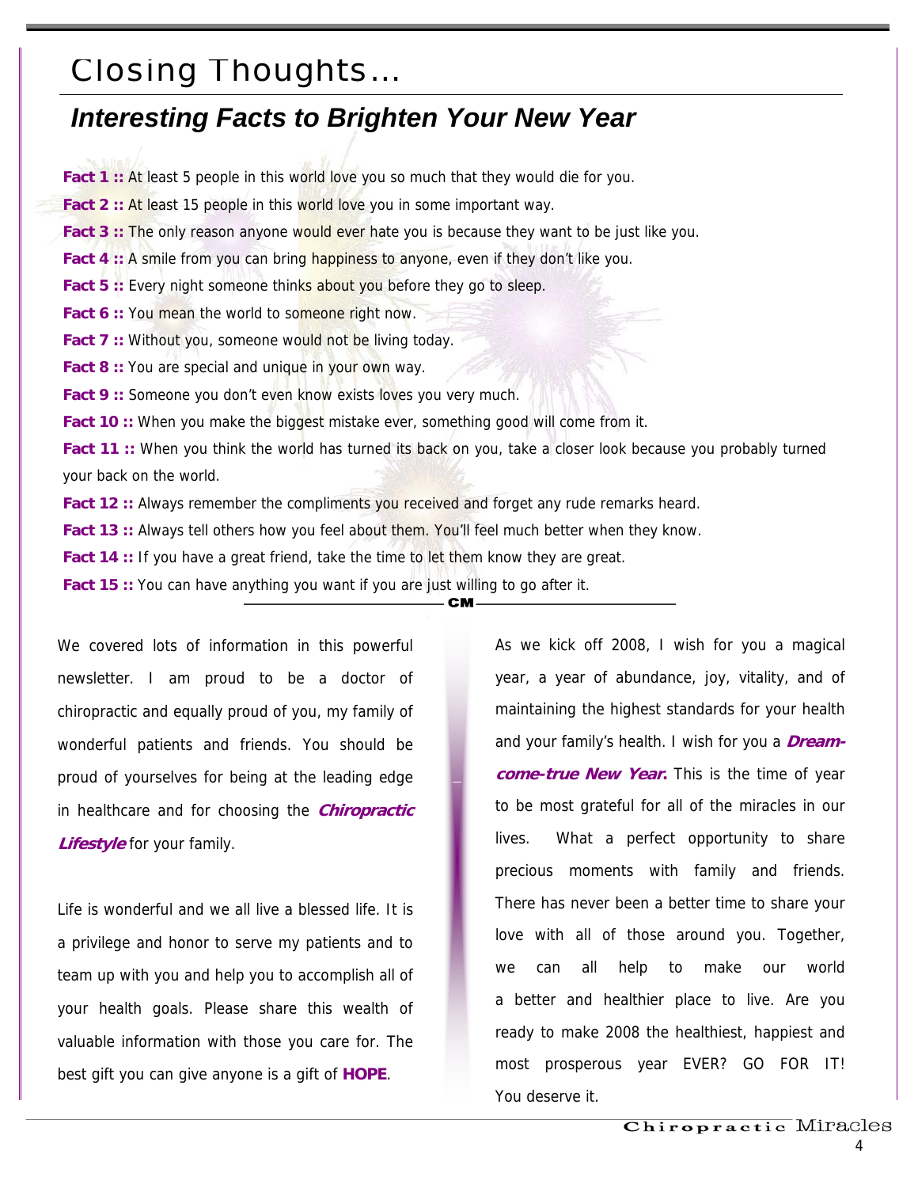# Closing Thoughts…

## *Interesting Facts to Brighten Your New Year*

**Fact 1 ::** At least 5 people in this world love you so much that they would die for you.

**Fact 2 ::** At least 15 people in this world love you in some important way.

**Fact 3 ::** The only reason anyone would ever hate you is because they want to be just like you.

**Fact 4 ::** A smile from you can bring happiness to anyone, even if they don't like you.

**Fact 5 ::** Every night someone thinks about you before they go to sleep.

**Fact 6 ::** You mean the world to someone right now.

**Fact 7 ::** Without you, someone would not be living today.

**Fact 8 ::** You are special and unique in your own way.

**Fact 9 ::** Someone you don't even know exists loves you very much.

**Fact 10 ::** When you make the biggest mistake ever, something good will come from it.

**Fact 11 ::** When you think the world has turned its back on you, take a closer look because you probably turned your back on the world.

**Fact 12 ::** Always remember the compliments you received and forget any rude remarks heard.

**Fact 13 ::** Always tell others how you feel about them. You'll feel much better when they know.

**Fact 14 ::** If you have a great friend, take the time to let them know they are great.

**Fact 15 ::** You can have anything you want if you are just willing to go after it.

**CM**

We covered lots of information in this powerful newsletter. I am proud to be a doctor of chiropractic and equally proud of you, my family of wonderful patients and friends. You should be proud of yourselves for being at the leading edge in healthcare and for choosing the ***Chiropractic Lifestyle*** for your family.

Life is wonderful and we all live a blessed life. It is a privilege and honor to serve my patients and to team up with you and help you to accomplish all of your health goals. Please share this wealth of valuable information with those you care for. The best gift you can give anyone is a gift of **HOPE**.

As we kick off 2008, I wish for you a magical year, a year of abundance, joy, vitality, and of maintaining the highest standards for your health and your family's health. I wish for you a ***Dream-come-true New Year***. This is the time of year to be most grateful for all of the miracles in our lives. What a perfect opportunity to share precious moments with family and friends. There has never been a better time to share your love with all of those around you. Together, we can all help to make our world a better and healthier place to live. Are you ready to make 2008 the healthiest, happiest and most prosperous year EVER? GO FOR IT! You deserve it.